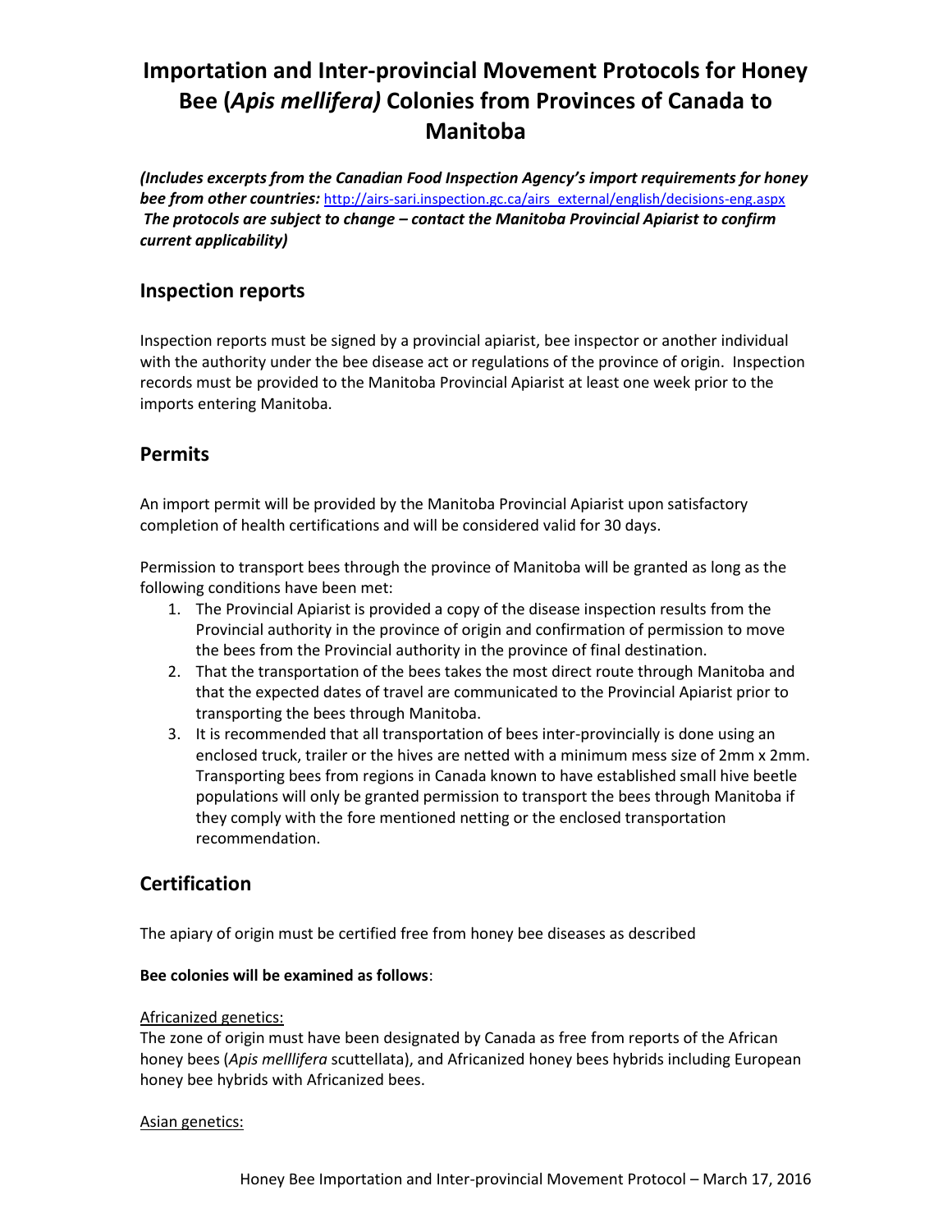# Importation and Inter-provincial Movement Protocols for Honey Bee (*Apis mellifera)* Colonies from Provinces of Canada to Manitoba

***(Includes excerpts from the Canadian Food Inspection Agency's import requirements for honey bee from other countries:*** http://airs-sari.inspection.gc.ca/airs_external/english/decisions-eng.aspx
***The protocols are subject to change – contact the Manitoba Provincial Apiarist to confirm current applicability)***

## Inspection reports

Inspection reports must be signed by a provincial apiarist, bee inspector or another individual with the authority under the bee disease act or regulations of the province of origin. Inspection records must be provided to the Manitoba Provincial Apiarist at least one week prior to the imports entering Manitoba.

## Permits

An import permit will be provided by the Manitoba Provincial Apiarist upon satisfactory completion of health certifications and will be considered valid for 30 days.

Permission to transport bees through the province of Manitoba will be granted as long as the following conditions have been met:

1. The Provincial Apiarist is provided a copy of the disease inspection results from the Provincial authority in the province of origin and confirmation of permission to move the bees from the Provincial authority in the province of final destination.
2. That the transportation of the bees takes the most direct route through Manitoba and that the expected dates of travel are communicated to the Provincial Apiarist prior to transporting the bees through Manitoba.
3. It is recommended that all transportation of bees inter-provincially is done using an enclosed truck, trailer or the hives are netted with a minimum mess size of 2mm x 2mm. Transporting bees from regions in Canada known to have established small hive beetle populations will only be granted permission to transport the bees through Manitoba if they comply with the fore mentioned netting or the enclosed transportation recommendation.

## Certification

The apiary of origin must be certified free from honey bee diseases as described

**Bee colonies will be examined as follows**:

Africanized genetics:

The zone of origin must have been designated by Canada as free from reports of the African honey bees (*Apis melllifera* scuttellata), and Africanized honey bees hybrids including European honey bee hybrids with Africanized bees.

Asian genetics: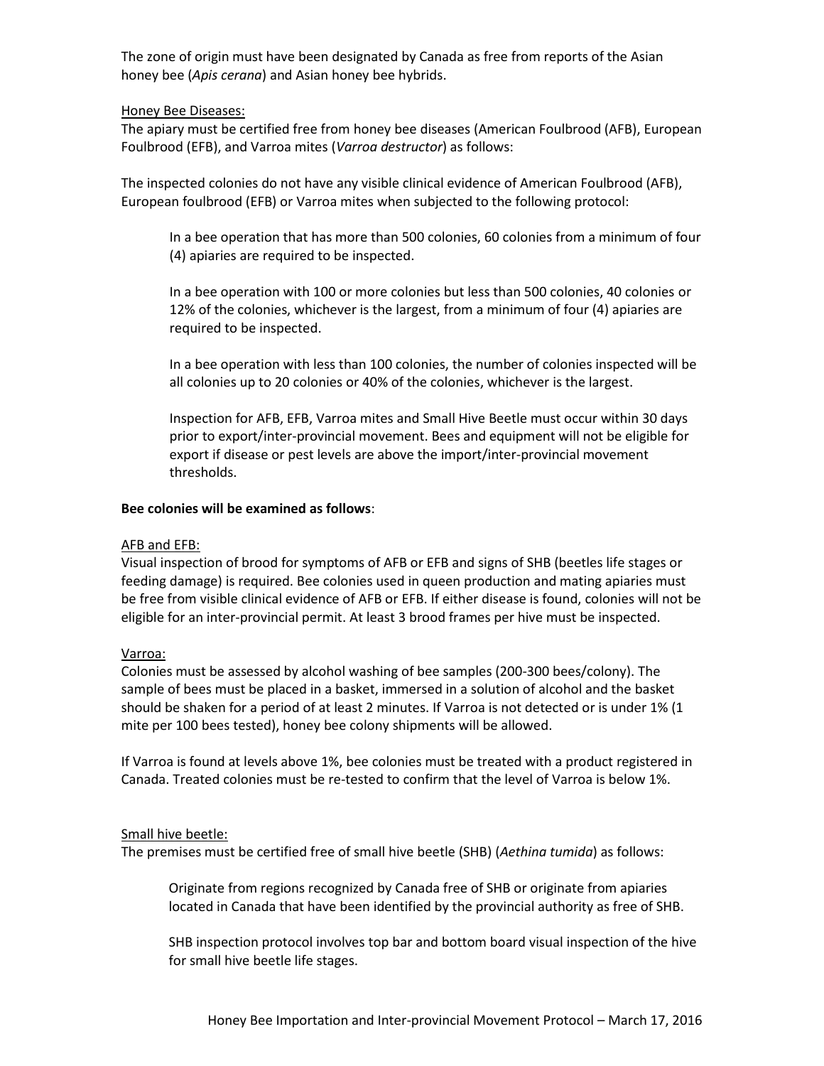The zone of origin must have been designated by Canada as free from reports of the Asian honey bee (*Apis cerana*) and Asian honey bee hybrids.

<u>Honey Bee Diseases:</u>

The apiary must be certified free from honey bee diseases (American Foulbrood (AFB), European Foulbrood (EFB), and Varroa mites (*Varroa destructor*) as follows:

The inspected colonies do not have any visible clinical evidence of American Foulbrood (AFB), European foulbrood (EFB) or Varroa mites when subjected to the following protocol:

> In a bee operation that has more than 500 colonies, 60 colonies from a minimum of four (4) apiaries are required to be inspected.
>
> In a bee operation with 100 or more colonies but less than 500 colonies, 40 colonies or 12% of the colonies, whichever is the largest, from a minimum of four (4) apiaries are required to be inspected.
>
> In a bee operation with less than 100 colonies, the number of colonies inspected will be all colonies up to 20 colonies or 40% of the colonies, whichever is the largest.
>
> Inspection for AFB, EFB, Varroa mites and Small Hive Beetle must occur within 30 days prior to export/inter-provincial movement. Bees and equipment will not be eligible for export if disease or pest levels are above the import/inter-provincial movement thresholds.

**Bee colonies will be examined as follows**:

<u>AFB and EFB:</u>

Visual inspection of brood for symptoms of AFB or EFB and signs of SHB (beetles life stages or feeding damage) is required. Bee colonies used in queen production and mating apiaries must be free from visible clinical evidence of AFB or EFB. If either disease is found, colonies will not be eligible for an inter-provincial permit. At least 3 brood frames per hive must be inspected.

<u>Varroa:</u>

Colonies must be assessed by alcohol washing of bee samples (200-300 bees/colony). The sample of bees must be placed in a basket, immersed in a solution of alcohol and the basket should be shaken for a period of at least 2 minutes. If Varroa is not detected or is under 1% (1 mite per 100 bees tested), honey bee colony shipments will be allowed.

If Varroa is found at levels above 1%, bee colonies must be treated with a product registered in Canada. Treated colonies must be re-tested to confirm that the level of Varroa is below 1%.

<u>Small hive beetle:</u>

The premises must be certified free of small hive beetle (SHB) (*Aethina tumida*) as follows:

> Originate from regions recognized by Canada free of SHB or originate from apiaries located in Canada that have been identified by the provincial authority as free of SHB.
>
> SHB inspection protocol involves top bar and bottom board visual inspection of the hive for small hive beetle life stages.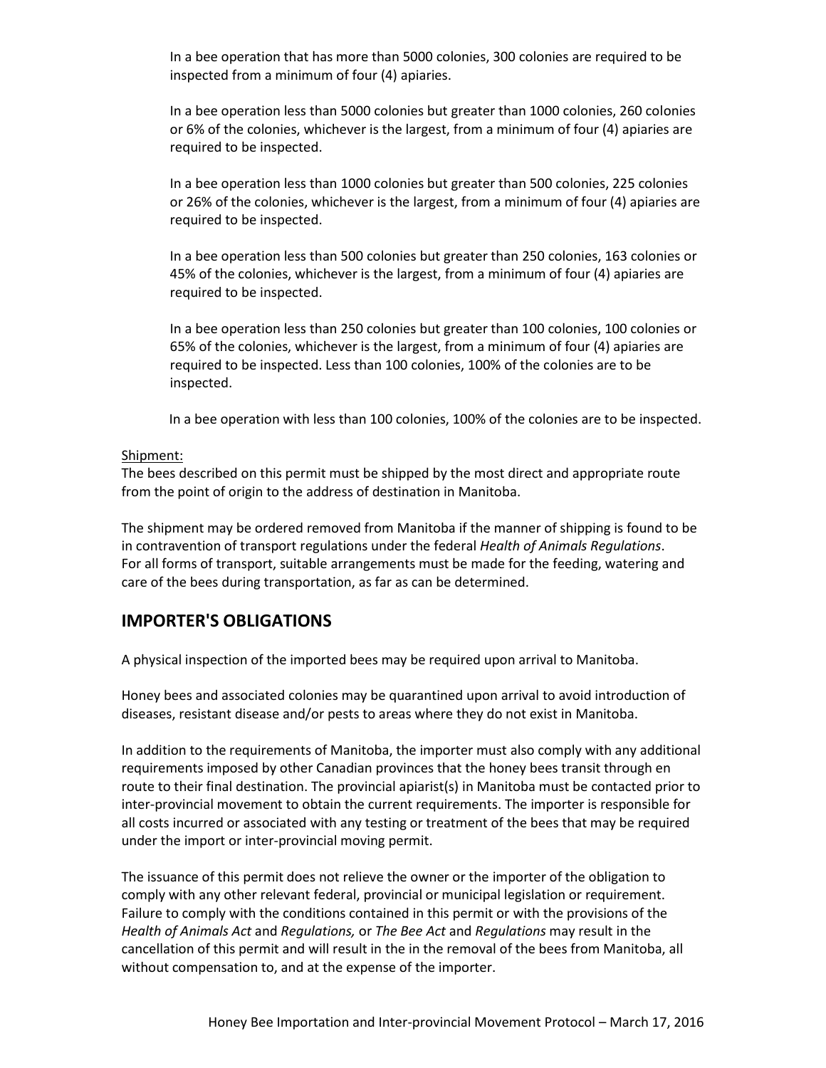In a bee operation that has more than 5000 colonies, 300 colonies are required to be inspected from a minimum of four (4) apiaries.

In a bee operation less than 5000 colonies but greater than 1000 colonies, 260 colonies or 6% of the colonies, whichever is the largest, from a minimum of four (4) apiaries are required to be inspected.

In a bee operation less than 1000 colonies but greater than 500 colonies, 225 colonies or 26% of the colonies, whichever is the largest, from a minimum of four (4) apiaries are required to be inspected.

In a bee operation less than 500 colonies but greater than 250 colonies, 163 colonies or 45% of the colonies, whichever is the largest, from a minimum of four (4) apiaries are required to be inspected.

In a bee operation less than 250 colonies but greater than 100 colonies, 100 colonies or 65% of the colonies, whichever is the largest, from a minimum of four (4) apiaries are required to be inspected. Less than 100 colonies, 100% of the colonies are to be inspected.

In a bee operation with less than 100 colonies, 100% of the colonies are to be inspected.

Shipment:
The bees described on this permit must be shipped by the most direct and appropriate route from the point of origin to the address of destination in Manitoba.

The shipment may be ordered removed from Manitoba if the manner of shipping is found to be in contravention of transport regulations under the federal *Health of Animals Regulations*. For all forms of transport, suitable arrangements must be made for the feeding, watering and care of the bees during transportation, as far as can be determined.

## IMPORTER'S OBLIGATIONS

A physical inspection of the imported bees may be required upon arrival to Manitoba.

Honey bees and associated colonies may be quarantined upon arrival to avoid introduction of diseases, resistant disease and/or pests to areas where they do not exist in Manitoba.

In addition to the requirements of Manitoba, the importer must also comply with any additional requirements imposed by other Canadian provinces that the honey bees transit through en route to their final destination. The provincial apiarist(s) in Manitoba must be contacted prior to inter-provincial movement to obtain the current requirements. The importer is responsible for all costs incurred or associated with any testing or treatment of the bees that may be required under the import or inter-provincial moving permit.

The issuance of this permit does not relieve the owner or the importer of the obligation to comply with any other relevant federal, provincial or municipal legislation or requirement. Failure to comply with the conditions contained in this permit or with the provisions of the *Health of Animals Act* and *Regulations,* or *The Bee Act* and *Regulations* may result in the cancellation of this permit and will result in the in the removal of the bees from Manitoba, all without compensation to, and at the expense of the importer.